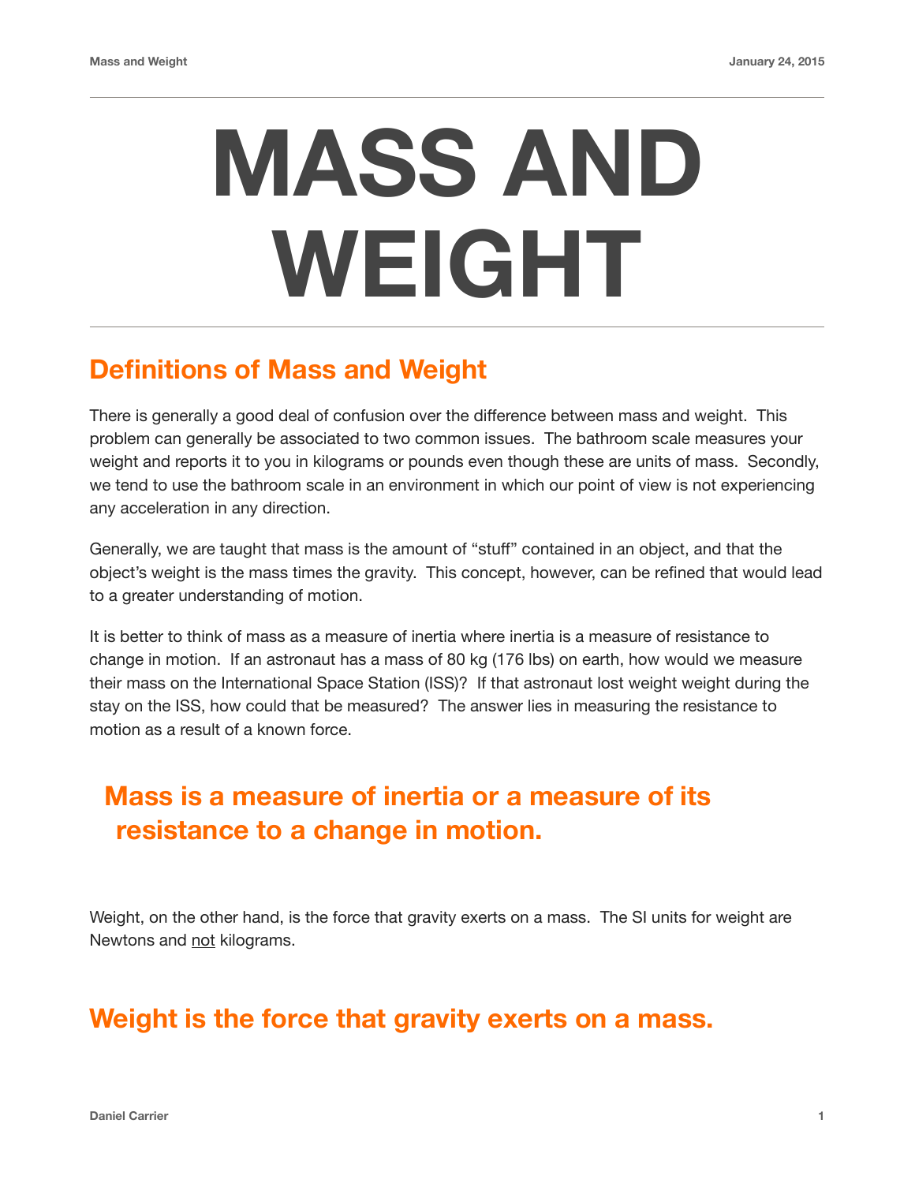# MASS AND WEIGHT

## Definitions of Mass and Weight

There is generally a good deal of confusion over the difference between mass and weight. This problem can generally be associated to two common issues. The bathroom scale measures your weight and reports it to you in kilograms or pounds even though these are units of mass. Secondly, we tend to use the bathroom scale in an environment in which our point of view is not experiencing any acceleration in any direction.

Generally, we are taught that mass is the amount of “stuff” contained in an object, and that the object’s weight is the mass times the gravity. This concept, however, can be refined that would lead to a greater understanding of motion.

It is better to think of mass as a measure of inertia where inertia is a measure of resistance to change in motion. If an astronaut has a mass of 80 kg (176 lbs) on earth, how would we measure their mass on the International Space Station (ISS)? If that astronaut lost weight weight during the stay on the ISS, how could that be measured? The answer lies in measuring the resistance to motion as a result of a known force.

## Mass is a measure of inertia or a measure of its resistance to a change in motion.

Weight, on the other hand, is the force that gravity exerts on a mass. The SI units for weight are Newtons and <u>not</u> kilograms.

## Weight is the force that gravity exerts on a mass.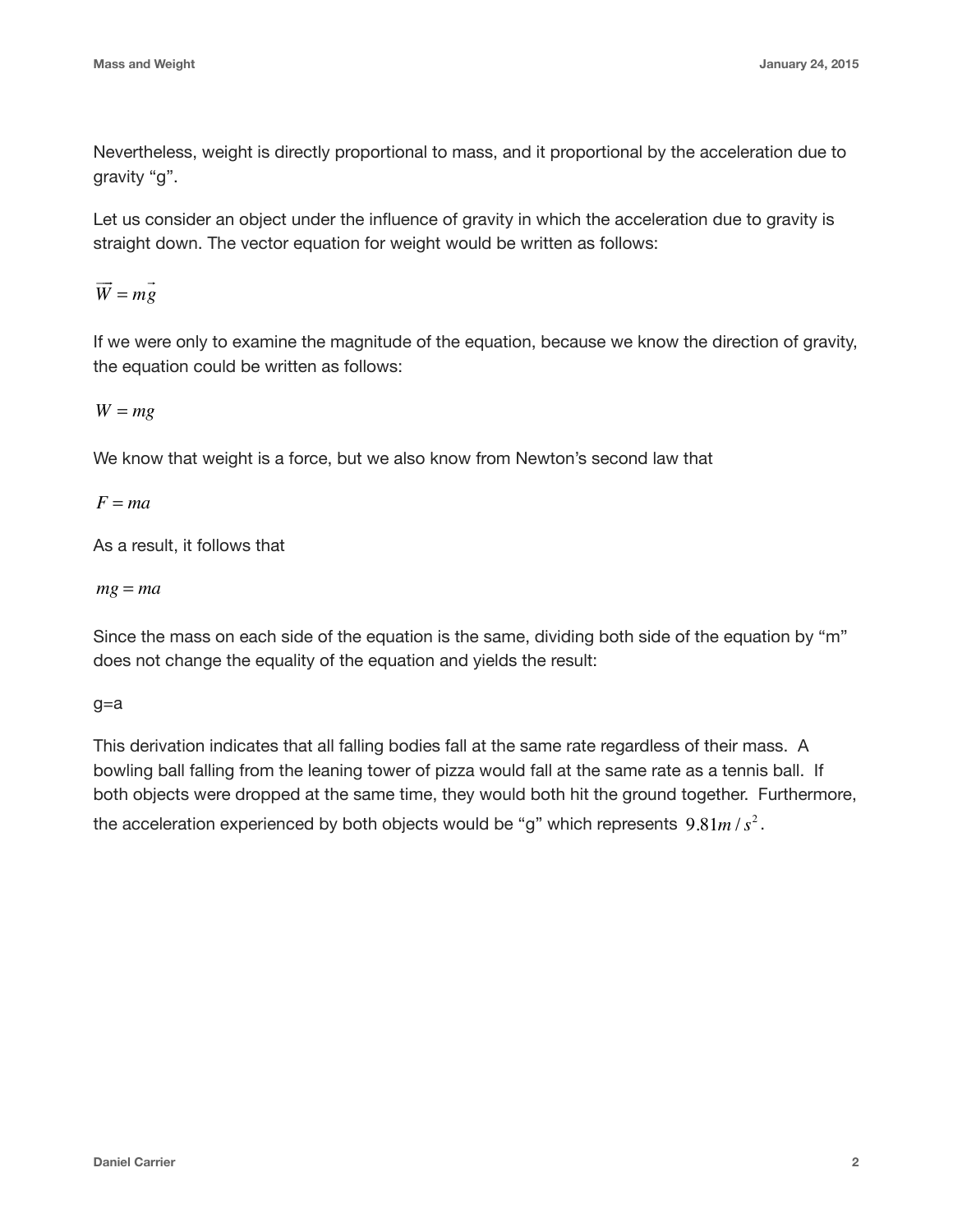Nevertheless, weight is directly proportional to mass, and it proportional by the acceleration due to gravity "g".

Let us consider an object under the influence of gravity in which the acceleration due to gravity is straight down. The vector equation for weight would be written as follows:

$$\vec{W} = m\vec{g}$$

If we were only to examine the magnitude of the equation, because we know the direction of gravity, the equation could be written as follows:

$$W = mg$$

We know that weight is a force, but we also know from Newton's second law that

$$F = ma$$

As a result, it follows that

$$mg = ma$$

Since the mass on each side of the equation is the same, dividing both side of the equation by "m" does not change the equality of the equation and yields the result:

g=a

This derivation indicates that all falling bodies fall at the same rate regardless of their mass. A bowling ball falling from the leaning tower of pizza would fall at the same rate as a tennis ball. If both objects were dropped at the same time, they would both hit the ground together. Furthermore, the acceleration experienced by both objects would be "g" which represents $9.81 m/s^2$.